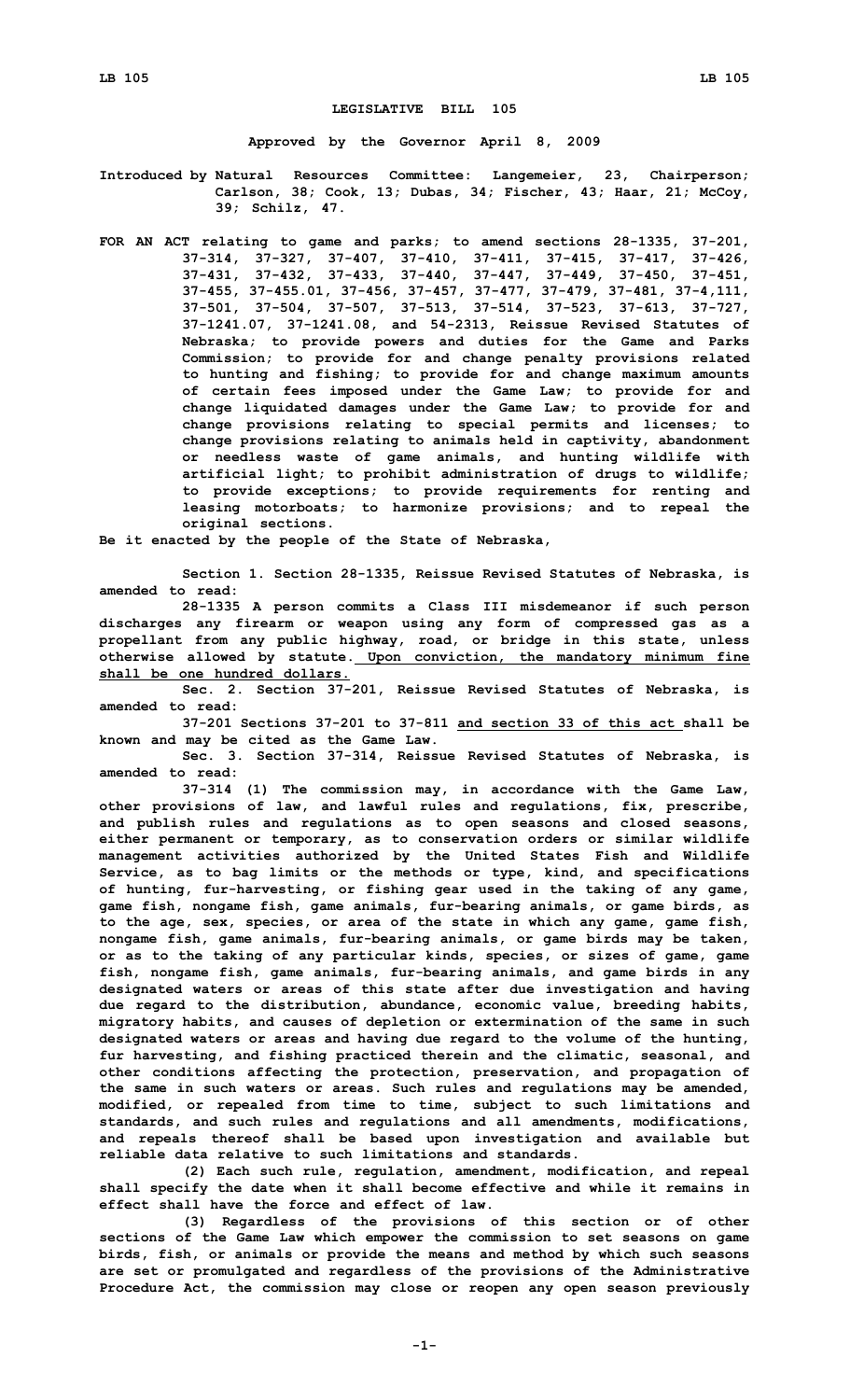# LEGISLATIVE BILL 105

**Approved by the Governor April 8, 2009**

**Introduced by Natural Resources Committee: Langemeier, 23, Chairperson; Carlson, 38; Cook, 13; Dubas, 34; Fischer, 43; Haar, 21; McCoy, 39; Schilz, 47.**

**FOR AN ACT relating to game and parks; to amend sections 28-1335, 37-201, 37-314, 37-327, 37-407, 37-410, 37-411, 37-415, 37-417, 37-426, 37-431, 37-432, 37-433, 37-440, 37-447, 37-449, 37-450, 37-451, 37-455, 37-455.01, 37-456, 37-457, 37-477, 37-479, 37-481, 37-4,111, 37-501, 37-504, 37-507, 37-513, 37-514, 37-523, 37-613, 37-727, 37-1241.07, 37-1241.08, and 54-2313, Reissue Revised Statutes of Nebraska; to provide powers and duties for the Game and Parks Commission; to provide for and change penalty provisions related to hunting and fishing; to provide for and change maximum amounts of certain fees imposed under the Game Law; to provide for and change liquidated damages under the Game Law; to provide for and change provisions relating to special permits and licenses; to change provisions relating to animals held in captivity, abandonment or needless waste of game animals, and hunting wildlife with artificial light; to prohibit administration of drugs to wildlife; to provide exceptions; to provide requirements for renting and leasing motorboats; to harmonize provisions; and to repeal the original sections.**

**Be it enacted by the people of the State of Nebraska,**

**Section 1. Section 28-1335, Reissue Revised Statutes of Nebraska, is amended to read:**

**28-1335 A person commits a Class III misdemeanor if such person discharges any firearm or weapon using any form of compressed gas as a propellant from any public highway, road, or bridge in this state, unless otherwise allowed by statute. <u>Upon conviction, the mandatory minimum fine shall be one hundred dollars.</u>**

**Sec. 2. Section 37-201, Reissue Revised Statutes of Nebraska, is amended to read:**

**37-201 Sections 37-201 to 37-811 <u>and section 33 of this act</u> shall be known and may be cited as the Game Law.**

**Sec. 3. Section 37-314, Reissue Revised Statutes of Nebraska, is amended to read:**

**37-314 (1) The commission may, in accordance with the Game Law, other provisions of law, and lawful rules and regulations, fix, prescribe, and publish rules and regulations as to open seasons and closed seasons, either permanent or temporary, as to conservation orders or similar wildlife management activities authorized by the United States Fish and Wildlife Service, as to bag limits or the methods or type, kind, and specifications of hunting, fur-harvesting, or fishing gear used in the taking of any game, game fish, nongame fish, game animals, fur-bearing animals, or game birds, as to the age, sex, species, or area of the state in which any game, game fish, nongame fish, game animals, fur-bearing animals, or game birds may be taken, or as to the taking of any particular kinds, species, or sizes of game, game fish, nongame fish, game animals, fur-bearing animals, and game birds in any designated waters or areas of this state after due investigation and having due regard to the distribution, abundance, economic value, breeding habits, migratory habits, and causes of depletion or extermination of the same in such designated waters or areas and having due regard to the volume of the hunting, fur harvesting, and fishing practiced therein and the climatic, seasonal, and other conditions affecting the protection, preservation, and propagation of the same in such waters or areas. Such rules and regulations may be amended, modified, or repealed from time to time, subject to such limitations and standards, and such rules and regulations and all amendments, modifications, and repeals thereof shall be based upon investigation and available but reliable data relative to such limitations and standards.**

**(2) Each such rule, regulation, amendment, modification, and repeal shall specify the date when it shall become effective and while it remains in effect shall have the force and effect of law.**

**(3) Regardless of the provisions of this section or of other sections of the Game Law which empower the commission to set seasons on game birds, fish, or animals or provide the means and method by which such seasons are set or promulgated and regardless of the provisions of the Administrative Procedure Act, the commission may close or reopen any open season previously**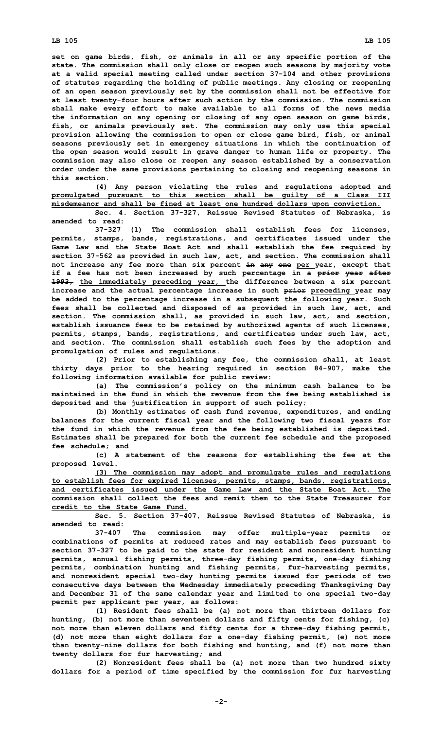set on game birds, fish, or animals in all or any specific portion of the state. The commission shall only close or reopen such seasons by majority vote at a valid special meeting called under section 37-104 and other provisions of statutes regarding the holding of public meetings. Any closing or reopening of an open season previously set by the commission shall not be effective for at least twenty-four hours after such action by the commission. The commission shall make every effort to make available to all forms of the news media the information on any opening or closing of any open season on game birds, fish, or animals previously set. The commission may only use this special provision allowing the commission to open or close game bird, fish, or animal seasons previously set in emergency situations in which the continuation of the open season would result in grave danger to human life or property. The commission may also close or reopen any season established by a conservation order under the same provisions pertaining to closing and reopening seasons in this section.

(4) Any person violating the rules and regulations adopted and promulgated pursuant to this section shall be guilty of a Class III misdemeanor and shall be fined at least one hundred dollars upon conviction.

Sec. 4. Section 37-327, Reissue Revised Statutes of Nebraska, is amended to read:

37-327 (1) The commission shall establish fees for licenses, permits, stamps, bands, registrations, and certificates issued under the Game Law and the State Boat Act and shall establish the fee required by section 37-562 as provided in such law, act, and section. The commission shall not increase any fee more than six percent ~~in any one~~ per year, except that if a fee has not been increased by such percentage in ~~a prior year after 1993,~~ the immediately preceding year, the difference between a six percent increase and the actual percentage increase in such ~~prior~~ preceding year may be added to the percentage increase in ~~a subsequent~~ the following year. Such fees shall be collected and disposed of as provided in such law, act, and section. The commission shall, as provided in such law, act, and section, establish issuance fees to be retained by authorized agents of such licenses, permits, stamps, bands, registrations, and certificates under such law, act, and section. The commission shall establish such fees by the adoption and promulgation of rules and regulations.

(2) Prior to establishing any fee, the commission shall, at least thirty days prior to the hearing required in section 84-907, make the following information available for public review:

(a) The commission's policy on the minimum cash balance to be maintained in the fund in which the revenue from the fee being established is deposited and the justification in support of such policy;

(b) Monthly estimates of cash fund revenue, expenditures, and ending balances for the current fiscal year and the following two fiscal years for the fund in which the revenue from the fee being established is deposited. Estimates shall be prepared for both the current fee schedule and the proposed fee schedule; and

(c) A statement of the reasons for establishing the fee at the proposed level.

(3) The commission may adopt and promulgate rules and regulations to establish fees for expired licenses, permits, stamps, bands, registrations, and certificates issued under the Game Law and the State Boat Act. The commission shall collect the fees and remit them to the State Treasurer for credit to the State Game Fund.

Sec. 5. Section 37-407, Reissue Revised Statutes of Nebraska, is amended to read:

37-407 The commission may offer multiple-year permits or combinations of permits at reduced rates and may establish fees pursuant to section 37-327 to be paid to the state for resident and nonresident hunting permits, annual fishing permits, three-day fishing permits, one-day fishing permits, combination hunting and fishing permits, fur-harvesting permits, and nonresident special two-day hunting permits issued for periods of two consecutive days between the Wednesday immediately preceding Thanksgiving Day and December 31 of the same calendar year and limited to one special two-day permit per applicant per year, as follows:

(1) Resident fees shall be (a) not more than thirteen dollars for hunting, (b) not more than seventeen dollars and fifty cents for fishing, (c) not more than eleven dollars and fifty cents for a three-day fishing permit, (d) not more than eight dollars for a one-day fishing permit, (e) not more than twenty-nine dollars for both fishing and hunting, and (f) not more than twenty dollars for fur harvesting; and

(2) Nonresident fees shall be (a) not more than two hundred sixty dollars for a period of time specified by the commission for fur harvesting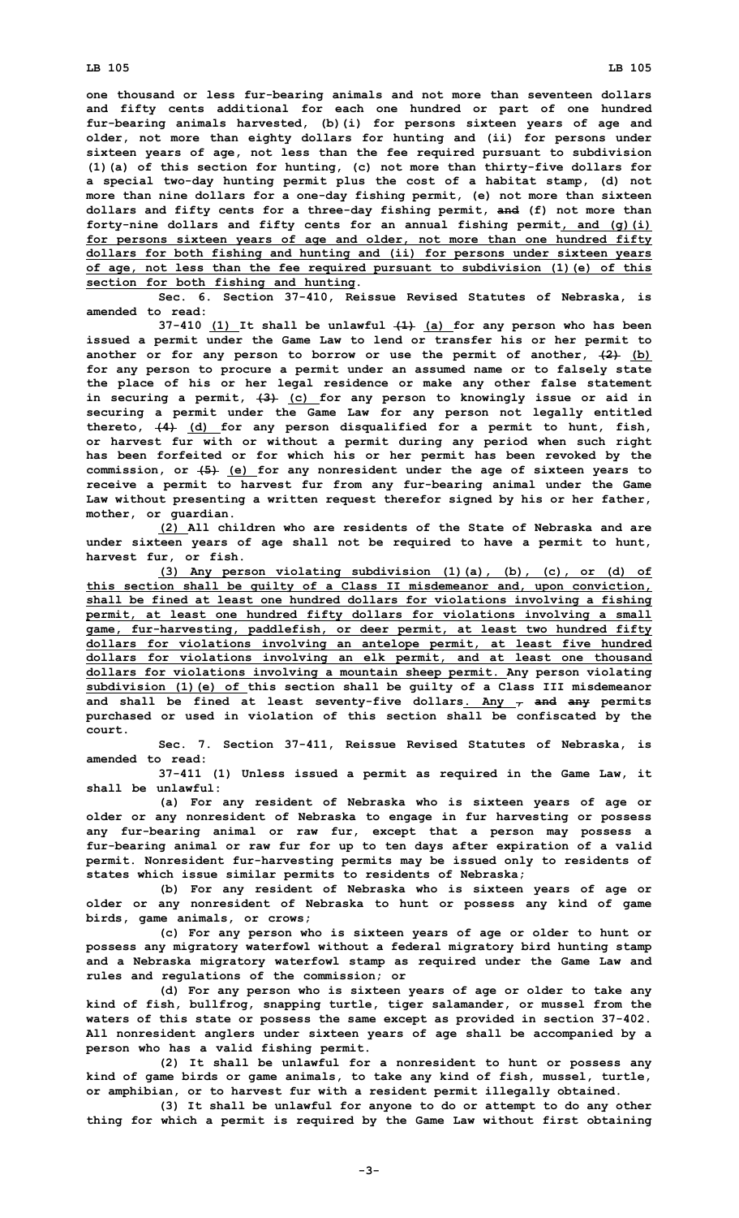one thousand or less fur-bearing animals and not more than seventeen dollars and fifty cents additional for each one hundred or part of one hundred fur-bearing animals harvested, (b)(i) for persons sixteen years of age and older, not more than eighty dollars for hunting and (ii) for persons under sixteen years of age, not less than the fee required pursuant to subdivision (1)(a) of this section for hunting, (c) not more than thirty-five dollars for a special two-day hunting permit plus the cost of a habitat stamp, (d) not more than nine dollars for a one-day fishing permit, (e) not more than sixteen dollars and fifty cents for a three-day fishing permit, ~~and~~ (f) not more than forty-nine dollars and fifty cents for an annual fishing permit, and (g)(i) for persons sixteen years of age and older, not more than one hundred fifty dollars for both fishing and hunting and (ii) for persons under sixteen years of age, not less than the fee required pursuant to subdivision (1)(e) of this section for both fishing and hunting.

Sec. 6. Section 37-410, Reissue Revised Statutes of Nebraska, is amended to read:

37-410 (1) It shall be unlawful ~~(1)~~ (a) for any person who has been issued a permit under the Game Law to lend or transfer his or her permit to another or for any person to borrow or use the permit of another, ~~(2)~~ (b) for any person to procure a permit under an assumed name or to falsely state the place of his or her legal residence or make any other false statement in securing a permit, ~~(3)~~ (c) for any person to knowingly issue or aid in securing a permit under the Game Law for any person not legally entitled thereto, ~~(4)~~ (d) for any person disqualified for a permit to hunt, fish, or harvest fur with or without a permit during any period when such right has been forfeited or for which his or her permit has been revoked by the commission, or ~~(5)~~ (e) for any nonresident under the age of sixteen years to receive a permit to harvest fur from any fur-bearing animal under the Game Law without presenting a written request therefor signed by his or her father, mother, or guardian.

(2) All children who are residents of the State of Nebraska and are under sixteen years of age shall not be required to have a permit to hunt, harvest fur, or fish.

(3) Any person violating subdivision (1)(a), (b), (c), or (d) of this section shall be guilty of a Class II misdemeanor and, upon conviction, shall be fined at least one hundred dollars for violations involving a fishing permit, at least one hundred fifty dollars for violations involving a small game, fur-harvesting, paddlefish, or deer permit, at least two hundred fifty dollars for violations involving an antelope permit, at least five hundred dollars for violations involving an elk permit, and at least one thousand dollars for violations involving a mountain sheep permit. Any person violating subdivision (1)(e) of this section shall be guilty of a Class III misdemeanor and shall be fined at least seventy-five dollars. Any ~~,~~ ~~and any~~ permits purchased or used in violation of this section shall be confiscated by the court.

Sec. 7. Section 37-411, Reissue Revised Statutes of Nebraska, is amended to read:

37-411 (1) Unless issued a permit as required in the Game Law, it shall be unlawful:

(a) For any resident of Nebraska who is sixteen years of age or older or any nonresident of Nebraska to engage in fur harvesting or possess any fur-bearing animal or raw fur, except that a person may possess a fur-bearing animal or raw fur for up to ten days after expiration of a valid permit. Nonresident fur-harvesting permits may be issued only to residents of states which issue similar permits to residents of Nebraska;

(b) For any resident of Nebraska who is sixteen years of age or older or any nonresident of Nebraska to hunt or possess any kind of game birds, game animals, or crows;

(c) For any person who is sixteen years of age or older to hunt or possess any migratory waterfowl without a federal migratory bird hunting stamp and a Nebraska migratory waterfowl stamp as required under the Game Law and rules and regulations of the commission; or

(d) For any person who is sixteen years of age or older to take any kind of fish, bullfrog, snapping turtle, tiger salamander, or mussel from the waters of this state or possess the same except as provided in section 37-402. All nonresident anglers under sixteen years of age shall be accompanied by a person who has a valid fishing permit.

(2) It shall be unlawful for a nonresident to hunt or possess any kind of game birds or game animals, to take any kind of fish, mussel, turtle, or amphibian, or to harvest fur with a resident permit illegally obtained.

(3) It shall be unlawful for anyone to do or attempt to do any other thing for which a permit is required by the Game Law without first obtaining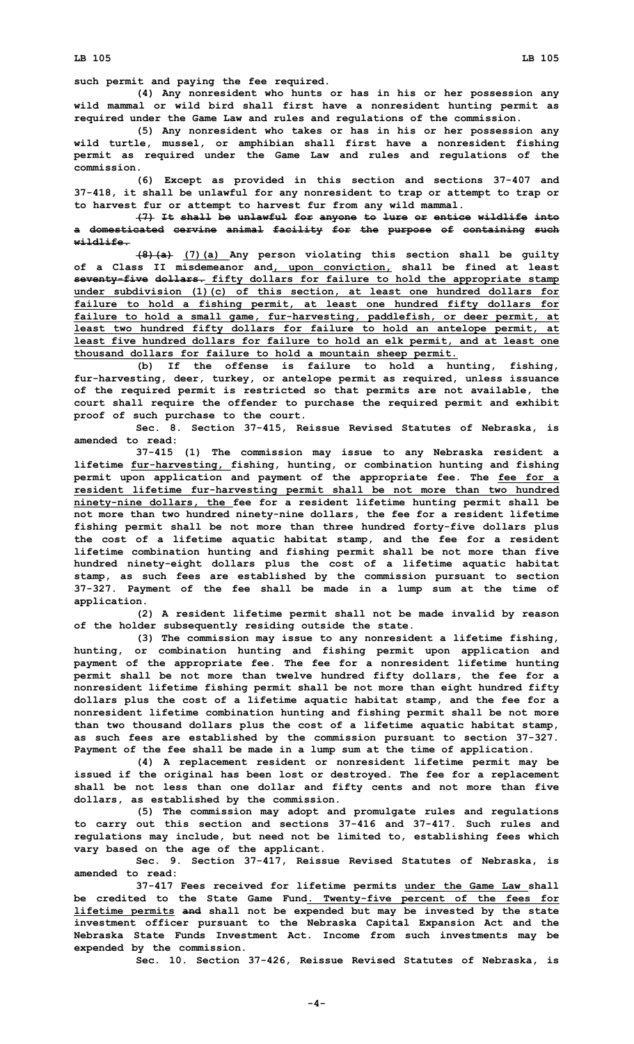such permit and paying the fee required.

(4) Any nonresident who hunts or has in his or her possession any wild mammal or wild bird shall first have a nonresident hunting permit as required under the Game Law and rules and regulations of the commission.

(5) Any nonresident who takes or has in his or her possession any wild turtle, mussel, or amphibian shall first have a nonresident fishing permit as required under the Game Law and rules and regulations of the commission.

(6) Except as provided in this section and sections 37-407 and 37-418, it shall be unlawful for any nonresident to trap or attempt to trap or to harvest fur or attempt to harvest fur from any wild mammal.

~~(7) It shall be unlawful for anyone to lure or entice wildlife into a domesticated cervine animal facility for the purpose of containing such wildlife.~~

~~(8)(a)~~ (7)(a) Any person violating this section shall be guilty of a Class II misdemeanor and, upon conviction, shall be fined at least ~~seventy-five dollars.~~ fifty dollars for failure to hold the appropriate stamp under subdivision (1)(c) of this section, at least one hundred dollars for failure to hold a fishing permit, at least one hundred fifty dollars for failure to hold a small game, fur-harvesting, paddlefish, or deer permit, at least two hundred fifty dollars for failure to hold an antelope permit, at least five hundred dollars for failure to hold an elk permit, and at least one thousand dollars for failure to hold a mountain sheep permit.

(b) If the offense is failure to hold a hunting, fishing, fur-harvesting, deer, turkey, or antelope permit as required, unless issuance of the required permit is restricted so that permits are not available, the court shall require the offender to purchase the required permit and exhibit proof of such purchase to the court.

Sec. 8. Section 37-415, Reissue Revised Statutes of Nebraska, is amended to read:

37-415 (1) The commission may issue to any Nebraska resident a lifetime fur-harvesting, fishing, hunting, or combination hunting and fishing permit upon application and payment of the appropriate fee. The fee for a resident lifetime fur-harvesting permit shall be not more than two hundred ninety-nine dollars, the fee for a resident lifetime hunting permit shall be not more than two hundred ninety-nine dollars, the fee for a resident lifetime fishing permit shall be not more than three hundred forty-five dollars plus the cost of a lifetime aquatic habitat stamp, and the fee for a resident lifetime combination hunting and fishing permit shall be not more than five hundred ninety-eight dollars plus the cost of a lifetime aquatic habitat stamp, as such fees are established by the commission pursuant to section 37-327. Payment of the fee shall be made in a lump sum at the time of application.

(2) A resident lifetime permit shall not be made invalid by reason of the holder subsequently residing outside the state.

(3) The commission may issue to any nonresident a lifetime fishing, hunting, or combination hunting and fishing permit upon application and payment of the appropriate fee. The fee for a nonresident lifetime hunting permit shall be not more than twelve hundred fifty dollars, the fee for a nonresident lifetime fishing permit shall be not more than eight hundred fifty dollars plus the cost of a lifetime aquatic habitat stamp, and the fee for a nonresident lifetime combination hunting and fishing permit shall be not more than two thousand dollars plus the cost of a lifetime aquatic habitat stamp, as such fees are established by the commission pursuant to section 37-327. Payment of the fee shall be made in a lump sum at the time of application.

(4) A replacement resident or nonresident lifetime permit may be issued if the original has been lost or destroyed. The fee for a replacement shall be not less than one dollar and fifty cents and not more than five dollars, as established by the commission.

(5) The commission may adopt and promulgate rules and regulations to carry out this section and sections 37-416 and 37-417. Such rules and regulations may include, but need not be limited to, establishing fees which vary based on the age of the applicant.

Sec. 9. Section 37-417, Reissue Revised Statutes of Nebraska, is amended to read:

37-417 Fees received for lifetime permits under the Game Law shall be credited to the State Game Fund. Twenty-five percent of the fees for lifetime permits ~~and~~ shall not be expended but may be invested by the state investment officer pursuant to the Nebraska Capital Expansion Act and the Nebraska State Funds Investment Act. Income from such investments may be expended by the commission.

Sec. 10. Section 37-426, Reissue Revised Statutes of Nebraska, is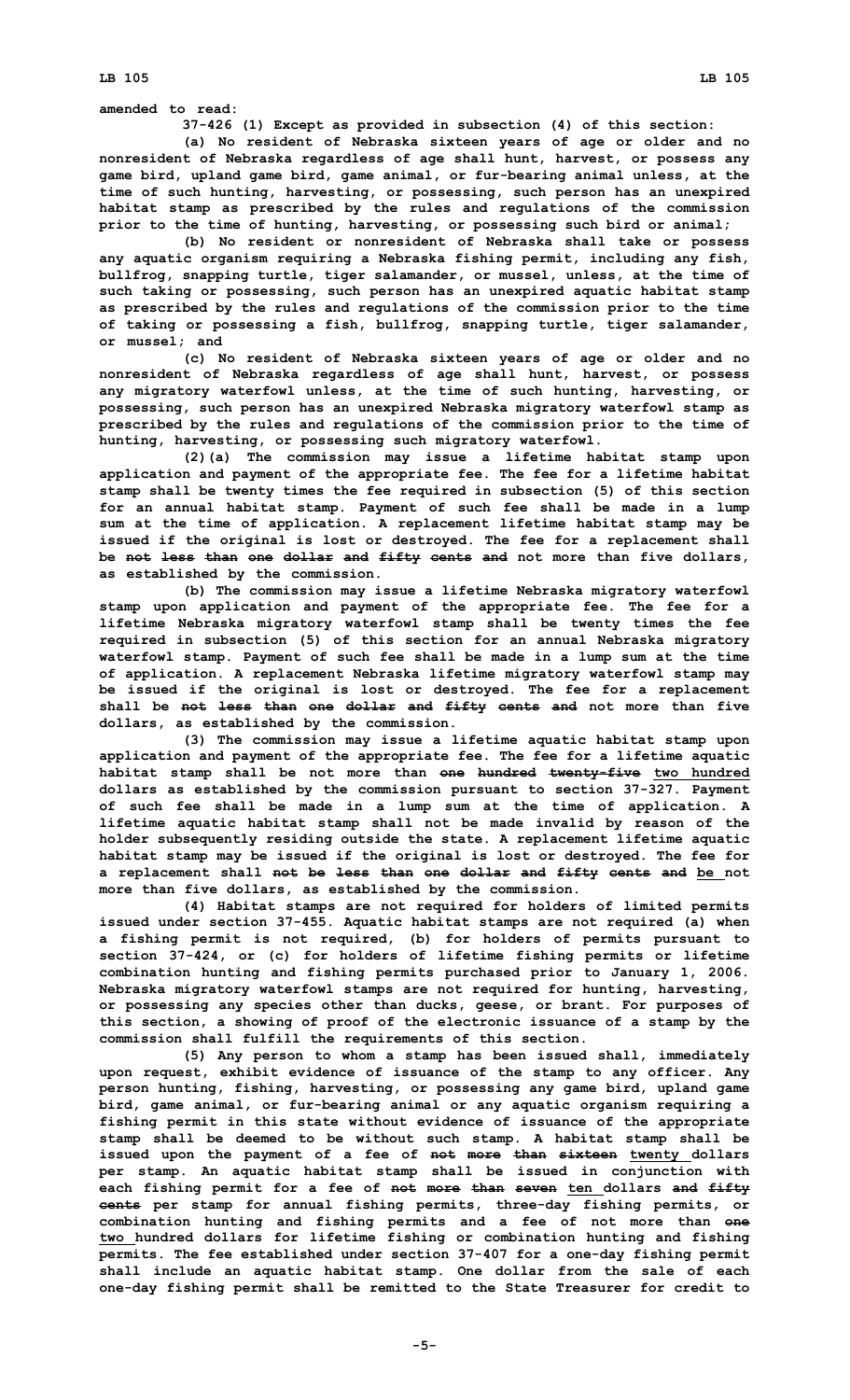amended to read:

37-426 (1) Except as provided in subsection (4) of this section:

(a) No resident of Nebraska sixteen years of age or older and no nonresident of Nebraska regardless of age shall hunt, harvest, or possess any game bird, upland game bird, game animal, or fur-bearing animal unless, at the time of such hunting, harvesting, or possessing, such person has an unexpired habitat stamp as prescribed by the rules and regulations of the commission prior to the time of hunting, harvesting, or possessing such bird or animal;

(b) No resident or nonresident of Nebraska shall take or possess any aquatic organism requiring a Nebraska fishing permit, including any fish, bullfrog, snapping turtle, tiger salamander, or mussel, unless, at the time of such taking or possessing, such person has an unexpired aquatic habitat stamp as prescribed by the rules and regulations of the commission prior to the time of taking or possessing a fish, bullfrog, snapping turtle, tiger salamander, or mussel; and

(c) No resident of Nebraska sixteen years of age or older and no nonresident of Nebraska regardless of age shall hunt, harvest, or possess any migratory waterfowl unless, at the time of such hunting, harvesting, or possessing, such person has an unexpired Nebraska migratory waterfowl stamp as prescribed by the rules and regulations of the commission prior to the time of hunting, harvesting, or possessing such migratory waterfowl.

(2)(a) The commission may issue a lifetime habitat stamp upon application and payment of the appropriate fee. The fee for a lifetime habitat stamp shall be twenty times the fee required in subsection (5) of this section for an annual habitat stamp. Payment of such fee shall be made in a lump sum at the time of application. A replacement lifetime habitat stamp may be issued if the original is lost or destroyed. The fee for a replacement shall be ~~not less than one dollar and fifty cents and~~ not more than five dollars, as established by the commission.

(b) The commission may issue a lifetime Nebraska migratory waterfowl stamp upon application and payment of the appropriate fee. The fee for a lifetime Nebraska migratory waterfowl stamp shall be twenty times the fee required in subsection (5) of this section for an annual Nebraska migratory waterfowl stamp. Payment of such fee shall be made in a lump sum at the time of application. A replacement Nebraska lifetime migratory waterfowl stamp may be issued if the original is lost or destroyed. The fee for a replacement shall be ~~not less than one dollar and fifty cents and~~ not more than five dollars, as established by the commission.

(3) The commission may issue a lifetime aquatic habitat stamp upon application and payment of the appropriate fee. The fee for a lifetime aquatic habitat stamp shall be not more than ~~one hundred twenty-five~~ <u>two hundred</u> dollars as established by the commission pursuant to section 37-327. Payment of such fee shall be made in a lump sum at the time of application. A lifetime aquatic habitat stamp shall not be made invalid by reason of the holder subsequently residing outside the state. A replacement lifetime aquatic habitat stamp may be issued if the original is lost or destroyed. The fee for a replacement shall ~~not be less than one dollar and fifty cents and~~ <u>be</u> not more than five dollars, as established by the commission.

(4) Habitat stamps are not required for holders of limited permits issued under section 37-455. Aquatic habitat stamps are not required (a) when a fishing permit is not required, (b) for holders of permits pursuant to section 37-424, or (c) for holders of lifetime fishing permits or lifetime combination hunting and fishing permits purchased prior to January 1, 2006. Nebraska migratory waterfowl stamps are not required for hunting, harvesting, or possessing any species other than ducks, geese, or brant. For purposes of this section, a showing of proof of the electronic issuance of a stamp by the commission shall fulfill the requirements of this section.

(5) Any person to whom a stamp has been issued shall, immediately upon request, exhibit evidence of issuance of the stamp to any officer. Any person hunting, fishing, harvesting, or possessing any game bird, upland game bird, game animal, or fur-bearing animal or any aquatic organism requiring a fishing permit in this state without evidence of issuance of the appropriate stamp shall be deemed to be without such stamp. A habitat stamp shall be issued upon the payment of a fee of ~~not more than sixteen~~ <u>twenty</u> dollars per stamp. An aquatic habitat stamp shall be issued in conjunction with each fishing permit for a fee of ~~not more than seven~~ <u>ten</u> dollars ~~and fifty cents~~ per stamp for annual fishing permits, three-day fishing permits, or combination hunting and fishing permits and a fee of not more than ~~one~~ <u>two</u> hundred dollars for lifetime fishing or combination hunting and fishing permits. The fee established under section 37-407 for a one-day fishing permit shall include an aquatic habitat stamp. One dollar from the sale of each one-day fishing permit shall be remitted to the State Treasurer for credit to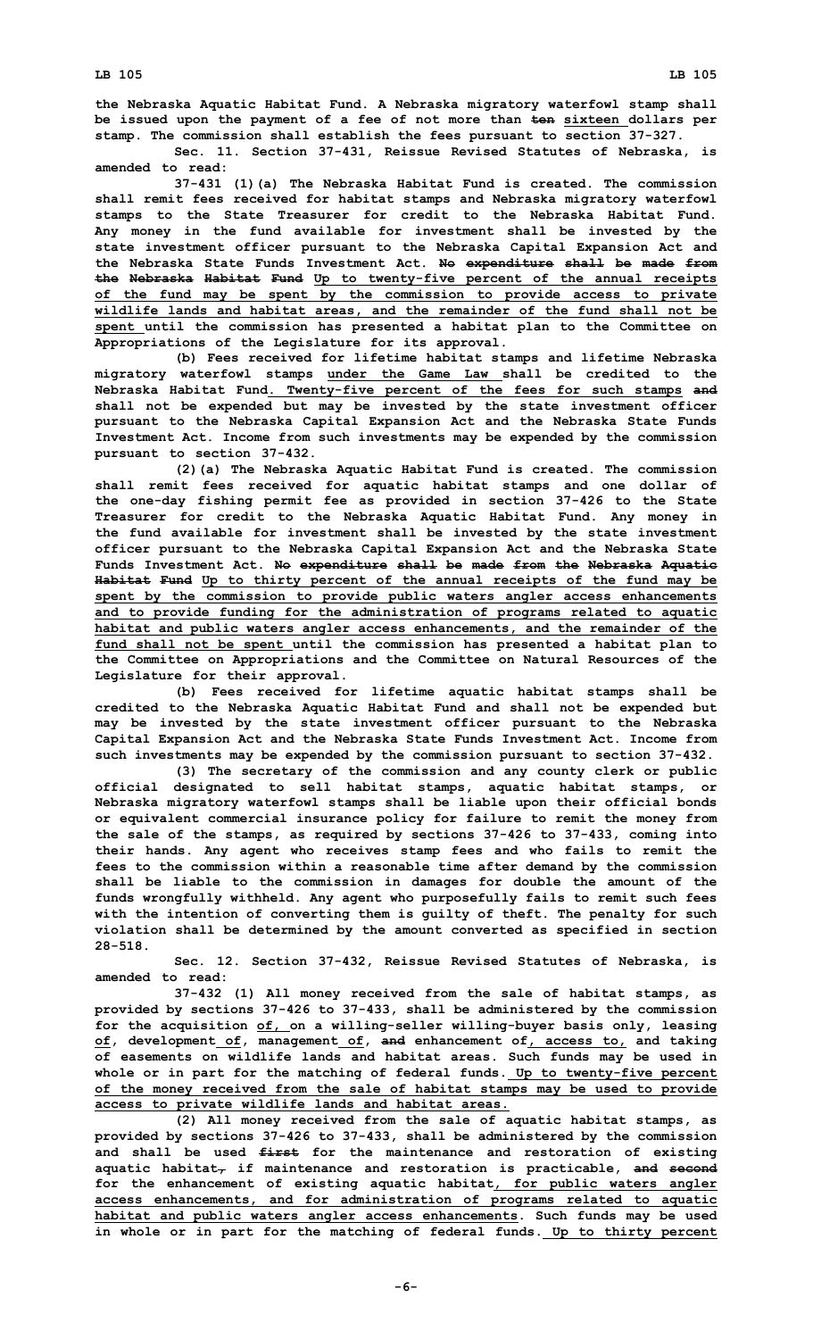the Nebraska Aquatic Habitat Fund. A Nebraska migratory waterfowl stamp shall be issued upon the payment of a fee of not more than ~~ten~~ sixteen dollars per stamp. The commission shall establish the fees pursuant to section 37-327.

Sec. 11. Section 37-431, Reissue Revised Statutes of Nebraska, is amended to read:

37-431 (1)(a) The Nebraska Habitat Fund is created. The commission shall remit fees received for habitat stamps and Nebraska migratory waterfowl stamps to the State Treasurer for credit to the Nebraska Habitat Fund. Any money in the fund available for investment shall be invested by the state investment officer pursuant to the Nebraska Capital Expansion Act and the Nebraska State Funds Investment Act. ~~No expenditure shall be made from the Nebraska Habitat Fund~~ Up to twenty-five percent of the annual receipts of the fund may be spent by the commission to provide access to private wildlife lands and habitat areas, and the remainder of the fund shall not be spent until the commission has presented a habitat plan to the Committee on Appropriations of the Legislature for its approval.

(b) Fees received for lifetime habitat stamps and lifetime Nebraska migratory waterfowl stamps under the Game Law shall be credited to the Nebraska Habitat Fund. Twenty-five percent of the fees for such stamps ~~and~~ shall not be expended but may be invested by the state investment officer pursuant to the Nebraska Capital Expansion Act and the Nebraska State Funds Investment Act. Income from such investments may be expended by the commission pursuant to section 37-432.

(2)(a) The Nebraska Aquatic Habitat Fund is created. The commission shall remit fees received for aquatic habitat stamps and one dollar of the one-day fishing permit fee as provided in section 37-426 to the State Treasurer for credit to the Nebraska Aquatic Habitat Fund. Any money in the fund available for investment shall be invested by the state investment officer pursuant to the Nebraska Capital Expansion Act and the Nebraska State Funds Investment Act. ~~No expenditure shall be made from the Nebraska Aquatic Habitat Fund~~ Up to thirty percent of the annual receipts of the fund may be spent by the commission to provide public waters angler access enhancements and to provide funding for the administration of programs related to aquatic habitat and public waters angler access enhancements, and the remainder of the fund shall not be spent until the commission has presented a habitat plan to the Committee on Appropriations and the Committee on Natural Resources of the Legislature for their approval.

(b) Fees received for lifetime aquatic habitat stamps shall be credited to the Nebraska Aquatic Habitat Fund and shall not be expended but may be invested by the state investment officer pursuant to the Nebraska Capital Expansion Act and the Nebraska State Funds Investment Act. Income from such investments may be expended by the commission pursuant to section 37-432.

(3) The secretary of the commission and any county clerk or public official designated to sell habitat stamps, aquatic habitat stamps, or Nebraska migratory waterfowl stamps shall be liable upon their official bonds or equivalent commercial insurance policy for failure to remit the money from the sale of the stamps, as required by sections 37-426 to 37-433, coming into their hands. Any agent who receives stamp fees and who fails to remit the fees to the commission within a reasonable time after demand by the commission shall be liable to the commission in damages for double the amount of the funds wrongfully withheld. Any agent who purposefully fails to remit such fees with the intention of converting them is guilty of theft. The penalty for such violation shall be determined by the amount converted as specified in section 28-518.

Sec. 12. Section 37-432, Reissue Revised Statutes of Nebraska, is amended to read:

37-432 (1) All money received from the sale of habitat stamps, as provided by sections 37-426 to 37-433, shall be administered by the commission for the acquisition of, on a willing-seller willing-buyer basis only, leasing of, development of, management of, ~~and~~ enhancement of, access to, and taking of easements on wildlife lands and habitat areas. Such funds may be used in whole or in part for the matching of federal funds. Up to twenty-five percent of the money received from the sale of habitat stamps may be used to provide access to private wildlife lands and habitat areas.

(2) All money received from the sale of aquatic habitat stamps, as provided by sections 37-426 to 37-433, shall be administered by the commission and shall be used ~~first~~ for the maintenance and restoration of existing aquatic habitat~~,~~ if maintenance and restoration is practicable, ~~and second~~ for the enhancement of existing aquatic habitat, for public waters angler access enhancements, and for administration of programs related to aquatic habitat and public waters angler access enhancements. Such funds may be used in whole or in part for the matching of federal funds. Up to thirty percent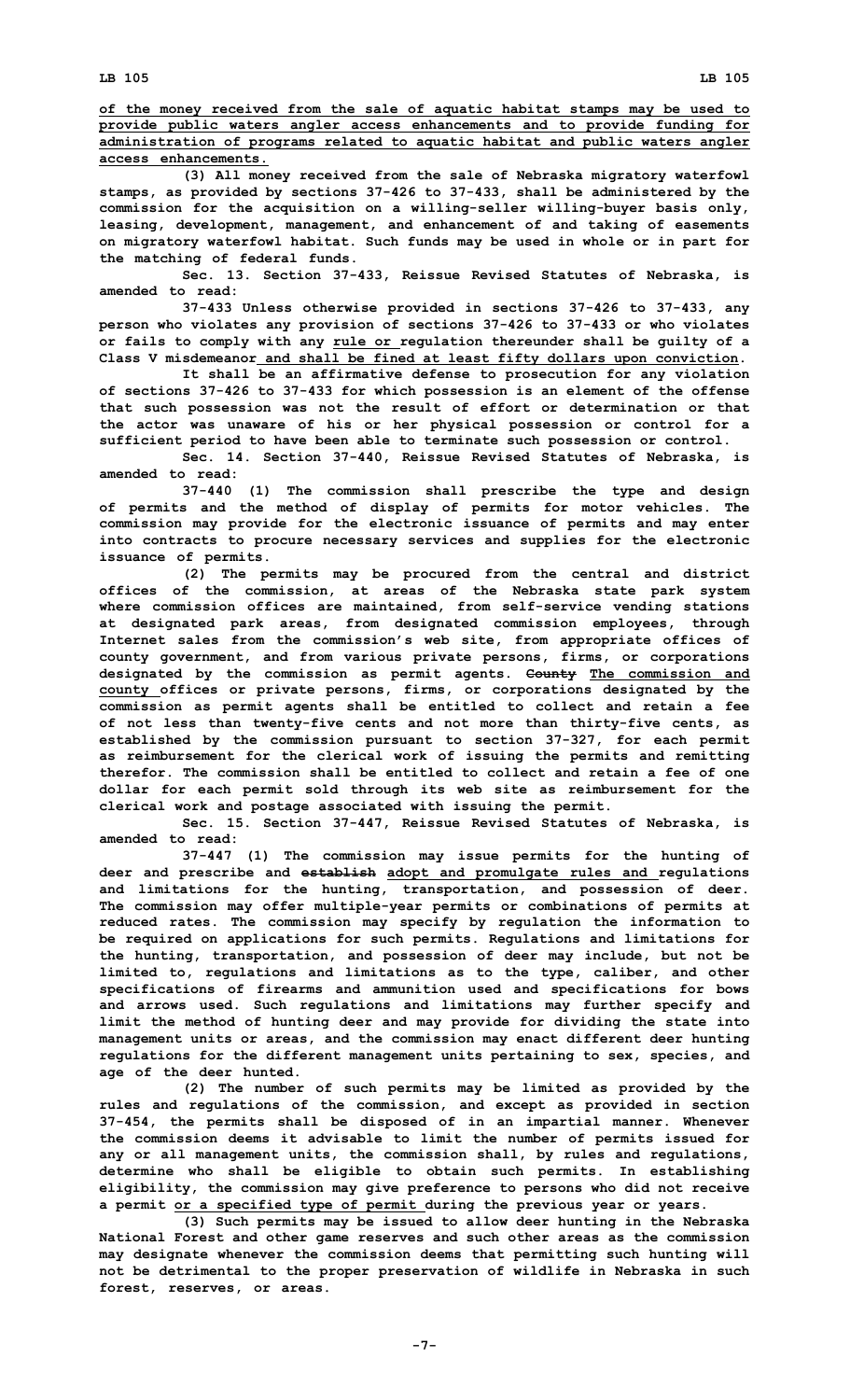**of the money received from the sale of aquatic habitat stamps may be used to provide public waters angler access enhancements and to provide funding for administration of programs related to aquatic habitat and public waters angler access enhancements.**

**(3) All money received from the sale of Nebraska migratory waterfowl stamps, as provided by sections 37-426 to 37-433, shall be administered by the commission for the acquisition on a willing-seller willing-buyer basis only, leasing, development, management, and enhancement of and taking of easements on migratory waterfowl habitat. Such funds may be used in whole or in part for the matching of federal funds.**

**Sec. 13. Section 37-433, Reissue Revised Statutes of Nebraska, is amended to read:**

**37-433 Unless otherwise provided in sections 37-426 to 37-433, any person who violates any provision of sections 37-426 to 37-433 or who violates or fails to comply with any rule or regulation thereunder shall be guilty of a Class V misdemeanor and shall be fined at least fifty dollars upon conviction.**

**It shall be an affirmative defense to prosecution for any violation of sections 37-426 to 37-433 for which possession is an element of the offense that such possession was not the result of effort or determination or that the actor was unaware of his or her physical possession or control for a sufficient period to have been able to terminate such possession or control.**

**Sec. 14. Section 37-440, Reissue Revised Statutes of Nebraska, is amended to read:**

**37-440 (1) The commission shall prescribe the type and design of permits and the method of display of permits for motor vehicles. The commission may provide for the electronic issuance of permits and may enter into contracts to procure necessary services and supplies for the electronic issuance of permits.**

**(2) The permits may be procured from the central and district offices of the commission, at areas of the Nebraska state park system where commission offices are maintained, from self-service vending stations at designated park areas, from designated commission employees, through Internet sales from the commission's web site, from appropriate offices of county government, and from various private persons, firms, or corporations designated by the commission as permit agents. ~~County~~ The commission and county offices or private persons, firms, or corporations designated by the commission as permit agents shall be entitled to collect and retain a fee of not less than twenty-five cents and not more than thirty-five cents, as established by the commission pursuant to section 37-327, for each permit as reimbursement for the clerical work of issuing the permits and remitting therefor. The commission shall be entitled to collect and retain a fee of one dollar for each permit sold through its web site as reimbursement for the clerical work and postage associated with issuing the permit.**

**Sec. 15. Section 37-447, Reissue Revised Statutes of Nebraska, is amended to read:**

**37-447 (1) The commission may issue permits for the hunting of deer and prescribe and ~~establish~~ adopt and promulgate rules and regulations and limitations for the hunting, transportation, and possession of deer. The commission may offer multiple-year permits or combinations of permits at reduced rates. The commission may specify by regulation the information to be required on applications for such permits. Regulations and limitations for the hunting, transportation, and possession of deer may include, but not be limited to, regulations and limitations as to the type, caliber, and other specifications of firearms and ammunition used and specifications for bows and arrows used. Such regulations and limitations may further specify and limit the method of hunting deer and may provide for dividing the state into management units or areas, and the commission may enact different deer hunting regulations for the different management units pertaining to sex, species, and age of the deer hunted.**

**(2) The number of such permits may be limited as provided by the rules and regulations of the commission, and except as provided in section 37-454, the permits shall be disposed of in an impartial manner. Whenever the commission deems it advisable to limit the number of permits issued for any or all management units, the commission shall, by rules and regulations, determine who shall be eligible to obtain such permits. In establishing eligibility, the commission may give preference to persons who did not receive a permit or a specified type of permit during the previous year or years.**

**(3) Such permits may be issued to allow deer hunting in the Nebraska National Forest and other game reserves and such other areas as the commission may designate whenever the commission deems that permitting such hunting will not be detrimental to the proper preservation of wildlife in Nebraska in such forest, reserves, or areas.**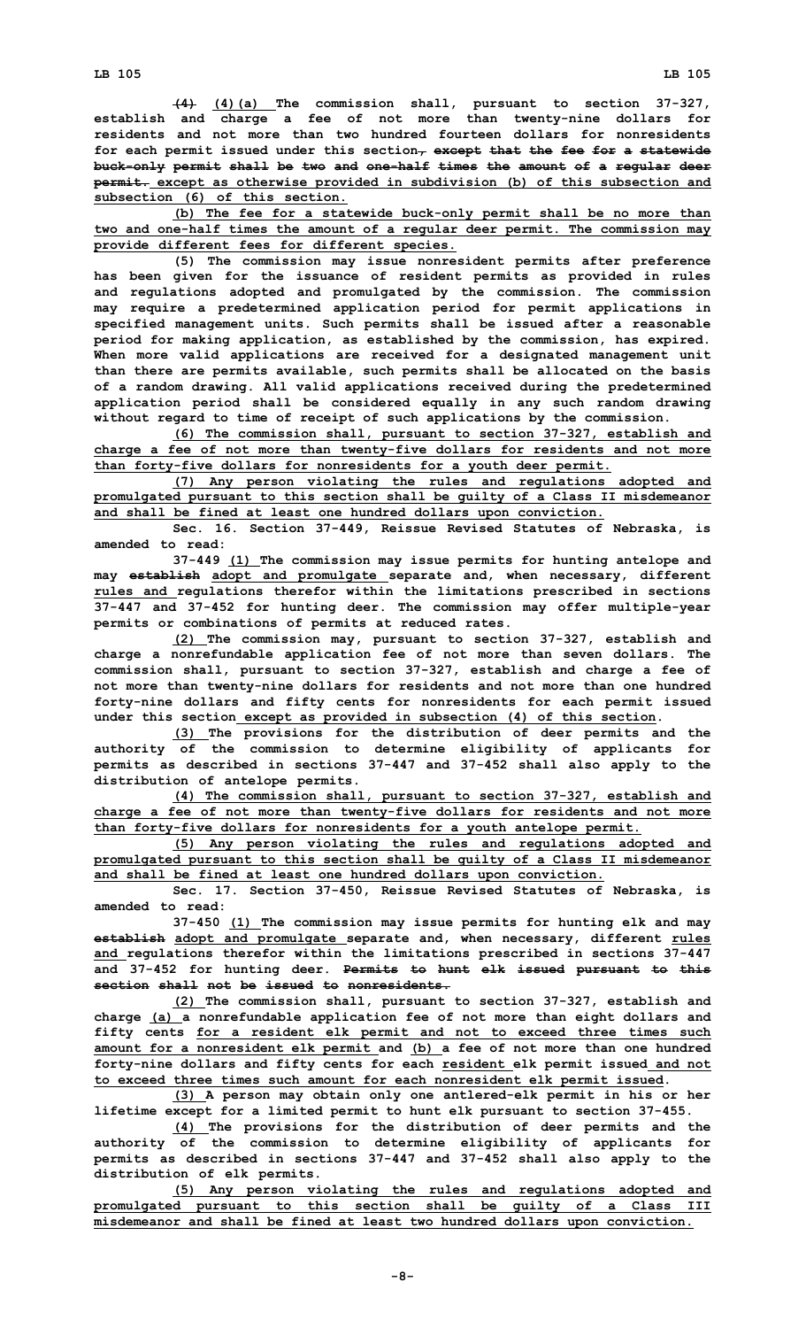~~(4)~~ (4)(a) The commission shall, pursuant to section 37-327, establish and charge a fee of not more than twenty-nine dollars for residents and not more than two hundred fourteen dollars for nonresidents for each permit issued under this section~~, except that the fee for a statewide buck-only permit shall be two and one-half times the amount of a regular deer permit.~~ except as otherwise provided in subdivision (b) of this subsection and subsection (6) of this section.

(b) The fee for a statewide buck-only permit shall be no more than two and one-half times the amount of a regular deer permit. The commission may provide different fees for different species.

(5) The commission may issue nonresident permits after preference has been given for the issuance of resident permits as provided in rules and regulations adopted and promulgated by the commission. The commission may require a predetermined application period for permit applications in specified management units. Such permits shall be issued after a reasonable period for making application, as established by the commission, has expired. When more valid applications are received for a designated management unit than there are permits available, such permits shall be allocated on the basis of a random drawing. All valid applications received during the predetermined application period shall be considered equally in any such random drawing without regard to time of receipt of such applications by the commission.

(6) The commission shall, pursuant to section 37-327, establish and charge a fee of not more than twenty-five dollars for residents and not more than forty-five dollars for nonresidents for a youth deer permit.

(7) Any person violating the rules and regulations adopted and promulgated pursuant to this section shall be guilty of a Class II misdemeanor and shall be fined at least one hundred dollars upon conviction.

Sec. 16. Section 37-449, Reissue Revised Statutes of Nebraska, is amended to read:

37-449 (1) The commission may issue permits for hunting antelope and may ~~establish~~ adopt and promulgate separate and, when necessary, different rules and regulations therefor within the limitations prescribed in sections 37-447 and 37-452 for hunting deer. The commission may offer multiple-year permits or combinations of permits at reduced rates.

(2) The commission may, pursuant to section 37-327, establish and charge a nonrefundable application fee of not more than seven dollars. The commission shall, pursuant to section 37-327, establish and charge a fee of not more than twenty-nine dollars for residents and not more than one hundred forty-nine dollars and fifty cents for nonresidents for each permit issued under this section except as provided in subsection (4) of this section.

(3) The provisions for the distribution of deer permits and the authority of the commission to determine eligibility of applicants for permits as described in sections 37-447 and 37-452 shall also apply to the distribution of antelope permits.

(4) The commission shall, pursuant to section 37-327, establish and charge a fee of not more than twenty-five dollars for residents and not more than forty-five dollars for nonresidents for a youth antelope permit.

(5) Any person violating the rules and regulations adopted and promulgated pursuant to this section shall be guilty of a Class II misdemeanor and shall be fined at least one hundred dollars upon conviction.

Sec. 17. Section 37-450, Reissue Revised Statutes of Nebraska, is amended to read:

37-450 (1) The commission may issue permits for hunting elk and may ~~establish~~ adopt and promulgate separate and, when necessary, different rules and regulations therefor within the limitations prescribed in sections 37-447 and 37-452 for hunting deer. ~~Permits to hunt elk issued pursuant to this section shall not be issued to nonresidents.~~

(2) The commission shall, pursuant to section 37-327, establish and charge (a) a nonrefundable application fee of not more than eight dollars and fifty cents for a resident elk permit and not to exceed three times such amount for a nonresident elk permit and (b) a fee of not more than one hundred forty-nine dollars and fifty cents for each resident elk permit issued and not to exceed three times such amount for each nonresident elk permit issued.

(3) A person may obtain only one antlered-elk permit in his or her lifetime except for a limited permit to hunt elk pursuant to section 37-455.

(4) The provisions for the distribution of deer permits and the authority of the commission to determine eligibility of applicants for permits as described in sections 37-447 and 37-452 shall also apply to the distribution of elk permits.

(5) Any person violating the rules and regulations adopted and promulgated pursuant to this section shall be guilty of a Class III misdemeanor and shall be fined at least two hundred dollars upon conviction.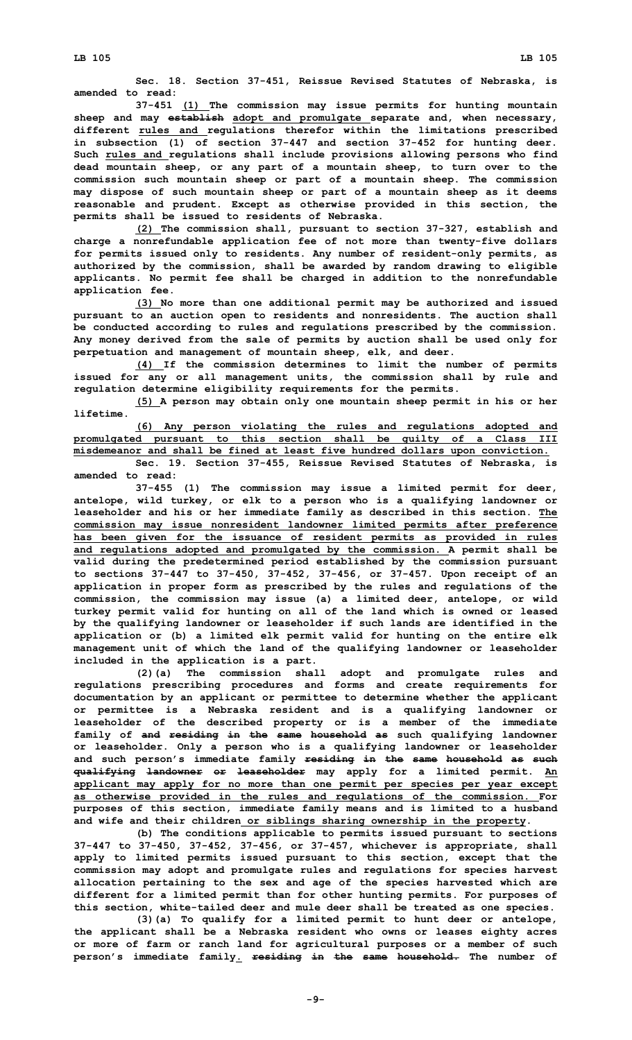**Sec. 18. Section 37-451, Reissue Revised Statutes of Nebraska, is amended to read:**

**37-451 (1) The commission may issue permits for hunting mountain sheep and may ~~establish~~ adopt and promulgate separate and, when necessary, different rules and regulations therefor within the limitations prescribed in subsection (1) of section 37-447 and section 37-452 for hunting deer. Such rules and regulations shall include provisions allowing persons who find dead mountain sheep, or any part of a mountain sheep, to turn over to the commission such mountain sheep or part of a mountain sheep. The commission may dispose of such mountain sheep or part of a mountain sheep as it deems reasonable and prudent. Except as otherwise provided in this section, the permits shall be issued to residents of Nebraska.**

**(2) The commission shall, pursuant to section 37-327, establish and charge a nonrefundable application fee of not more than twenty-five dollars for permits issued only to residents. Any number of resident-only permits, as authorized by the commission, shall be awarded by random drawing to eligible applicants. No permit fee shall be charged in addition to the nonrefundable application fee.**

**(3) No more than one additional permit may be authorized and issued pursuant to an auction open to residents and nonresidents. The auction shall be conducted according to rules and regulations prescribed by the commission. Any money derived from the sale of permits by auction shall be used only for perpetuation and management of mountain sheep, elk, and deer.**

**(4) If the commission determines to limit the number of permits issued for any or all management units, the commission shall by rule and regulation determine eligibility requirements for the permits.**

**(5) A person may obtain only one mountain sheep permit in his or her lifetime.**

**(6) Any person violating the rules and regulations adopted and promulgated pursuant to this section shall be guilty of a Class III misdemeanor and shall be fined at least five hundred dollars upon conviction.**

**Sec. 19. Section 37-455, Reissue Revised Statutes of Nebraska, is amended to read:**

**37-455 (1) The commission may issue a limited permit for deer, antelope, wild turkey, or elk to a person who is a qualifying landowner or leaseholder and his or her immediate family as described in this section. The commission may issue nonresident landowner limited permits after preference has been given for the issuance of resident permits as provided in rules and regulations adopted and promulgated by the commission. A permit shall be valid during the predetermined period established by the commission pursuant to sections 37-447 to 37-450, 37-452, 37-456, or 37-457. Upon receipt of an application in proper form as prescribed by the rules and regulations of the commission, the commission may issue (a) a limited deer, antelope, or wild turkey permit valid for hunting on all of the land which is owned or leased by the qualifying landowner or leaseholder if such lands are identified in the application or (b) a limited elk permit valid for hunting on the entire elk management unit of which the land of the qualifying landowner or leaseholder included in the application is a part.**

**(2)(a) The commission shall adopt and promulgate rules and regulations prescribing procedures and forms and create requirements for documentation by an applicant or permittee to determine whether the applicant or permittee is a Nebraska resident and is a qualifying landowner or leaseholder of the described property or is a member of the immediate family of ~~and residing in the same household as~~ such qualifying landowner or leaseholder. Only a person who is a qualifying landowner or leaseholder and such person's immediate family ~~residing in the same household as such qualifying landowner or leaseholder~~ may apply for a limited permit. An applicant may apply for no more than one permit per species per year except as otherwise provided in the rules and regulations of the commission. For purposes of this section, immediate family means and is limited to a husband and wife and their children or siblings sharing ownership in the property.**

**(b) The conditions applicable to permits issued pursuant to sections 37-447 to 37-450, 37-452, 37-456, or 37-457, whichever is appropriate, shall apply to limited permits issued pursuant to this section, except that the commission may adopt and promulgate rules and regulations for species harvest allocation pertaining to the sex and age of the species harvested which are different for a limited permit than for other hunting permits. For purposes of this section, white-tailed deer and mule deer shall be treated as one species.**

**(3)(a) To qualify for a limited permit to hunt deer or antelope, the applicant shall be a Nebraska resident who owns or leases eighty acres or more of farm or ranch land for agricultural purposes or a member of such person's immediate family. ~~residing in the same household.~~ The number of**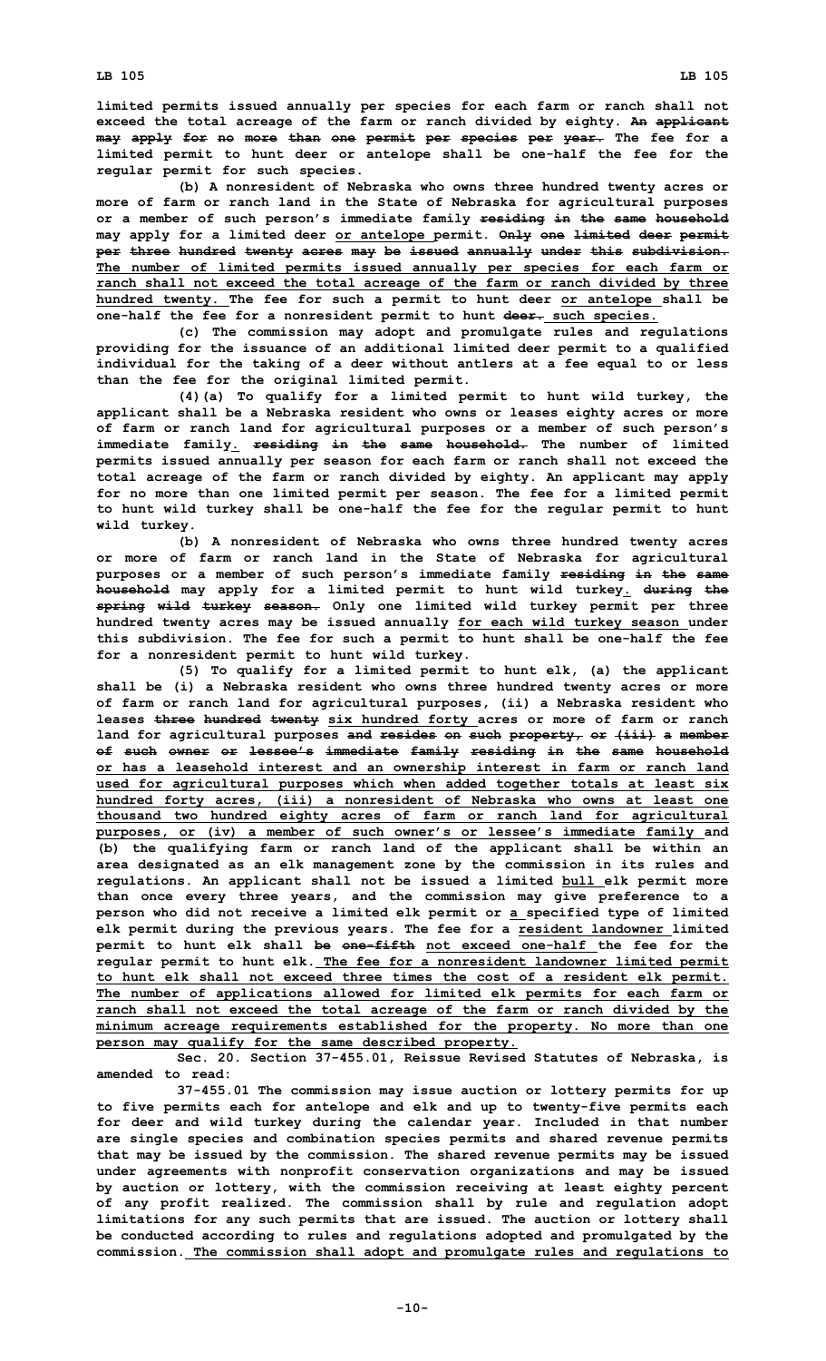limited permits issued annually per species for each farm or ranch shall not exceed the total acreage of the farm or ranch divided by eighty. An applicant may apply for no more than one permit per species per year. The fee for a limited permit to hunt deer or antelope shall be one-half the fee for the regular permit for such species.

(b) A nonresident of Nebraska who owns three hundred twenty acres or more of farm or ranch land in the State of Nebraska for agricultural purposes or a member of such person's immediate family residing in the same household may apply for a limited deer or antelope permit. Only one limited deer permit per three hundred twenty acres may be issued annually under this subdivision. The number of limited permits issued annually per species for each farm or ranch shall not exceed the total acreage of the farm or ranch divided by three hundred twenty. The fee for such a permit to hunt deer or antelope shall be one-half the fee for a nonresident permit to hunt deer. such species.

(c) The commission may adopt and promulgate rules and regulations providing for the issuance of an additional limited deer permit to a qualified individual for the taking of a deer without antlers at a fee equal to or less than the fee for the original limited permit.

(4)(a) To qualify for a limited permit to hunt wild turkey, the applicant shall be a Nebraska resident who owns or leases eighty acres or more of farm or ranch land for agricultural purposes or a member of such person's immediate family. residing in the same household. The number of limited permits issued annually per season for each farm or ranch shall not exceed the total acreage of the farm or ranch divided by eighty. An applicant may apply for no more than one limited permit per season. The fee for a limited permit to hunt wild turkey shall be one-half the fee for the regular permit to hunt wild turkey.

(b) A nonresident of Nebraska who owns three hundred twenty acres or more of farm or ranch land in the State of Nebraska for agricultural purposes or a member of such person's immediate family residing in the same household may apply for a limited permit to hunt wild turkey. during the spring wild turkey season. Only one limited wild turkey permit per three hundred twenty acres may be issued annually for each wild turkey season under this subdivision. The fee for such a permit to hunt shall be one-half the fee for a nonresident permit to hunt wild turkey.

(5) To qualify for a limited permit to hunt elk, (a) the applicant shall be (i) a Nebraska resident who owns three hundred twenty acres or more of farm or ranch land for agricultural purposes, (ii) a Nebraska resident who leases three hundred twenty six hundred forty acres or more of farm or ranch land for agricultural purposes and resides on such property, or (iii) a member of such owner or lessee's immediate family residing in the same household or has a leasehold interest and an ownership interest in farm or ranch land used for agricultural purposes which when added together totals at least six hundred forty acres, (iii) a nonresident of Nebraska who owns at least one thousand two hundred eighty acres of farm or ranch land for agricultural purposes, or (iv) a member of such owner's or lessee's immediate family and (b) the qualifying farm or ranch land of the applicant shall be within an area designated as an elk management zone by the commission in its rules and regulations. An applicant shall not be issued a limited bull elk permit more than once every three years, and the commission may give preference to a person who did not receive a limited elk permit or a specified type of limited elk permit during the previous years. The fee for a resident landowner limited permit to hunt elk shall be one-fifth not exceed one-half the fee for the regular permit to hunt elk. The fee for a nonresident landowner limited permit to hunt elk shall not exceed three times the cost of a resident elk permit. The number of applications allowed for limited elk permits for each farm or ranch shall not exceed the total acreage of the farm or ranch divided by the minimum acreage requirements established for the property. No more than one person may qualify for the same described property.

Sec. 20. Section 37-455.01, Reissue Revised Statutes of Nebraska, is amended to read:

37-455.01 The commission may issue auction or lottery permits for up to five permits each for antelope and elk and up to twenty-five permits each for deer and wild turkey during the calendar year. Included in that number are single species and combination species permits and shared revenue permits that may be issued by the commission. The shared revenue permits may be issued under agreements with nonprofit conservation organizations and may be issued by auction or lottery, with the commission receiving at least eighty percent of any profit realized. The commission shall by rule and regulation adopt limitations for any such permits that are issued. The auction or lottery shall be conducted according to rules and regulations adopted and promulgated by the commission. The commission shall adopt and promulgate rules and regulations to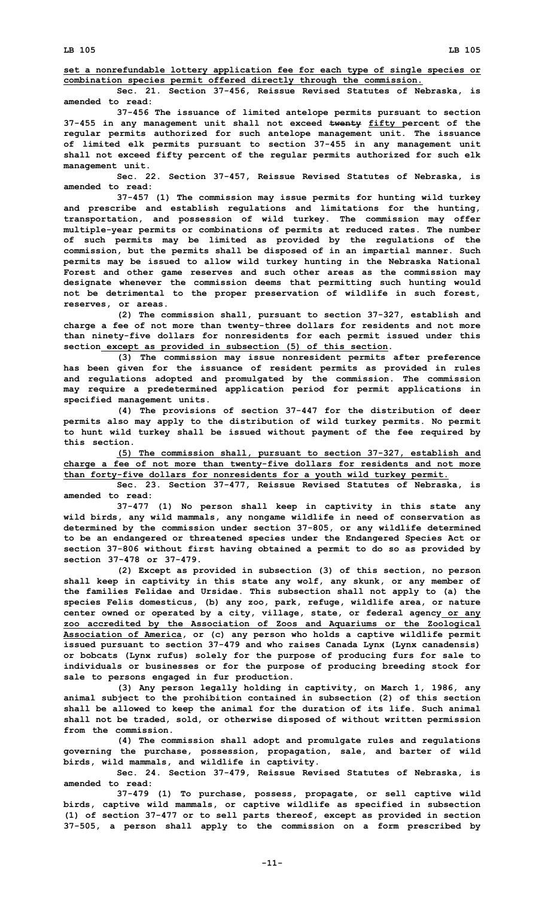set a nonrefundable lottery application fee for each type of single species or combination species permit offered directly through the commission.

Sec. 21. Section 37-456, Reissue Revised Statutes of Nebraska, is amended to read:

37-456 The issuance of limited antelope permits pursuant to section 37-455 in any management unit shall not exceed ~~twenty~~ fifty percent of the regular permits authorized for such antelope management unit. The issuance of limited elk permits pursuant to section 37-455 in any management unit shall not exceed fifty percent of the regular permits authorized for such elk management unit.

Sec. 22. Section 37-457, Reissue Revised Statutes of Nebraska, is amended to read:

37-457 (1) The commission may issue permits for hunting wild turkey and prescribe and establish regulations and limitations for the hunting, transportation, and possession of wild turkey. The commission may offer multiple-year permits or combinations of permits at reduced rates. The number of such permits may be limited as provided by the regulations of the commission, but the permits shall be disposed of in an impartial manner. Such permits may be issued to allow wild turkey hunting in the Nebraska National Forest and other game reserves and such other areas as the commission may designate whenever the commission deems that permitting such hunting would not be detrimental to the proper preservation of wildlife in such forest, reserves, or areas.

(2) The commission shall, pursuant to section 37-327, establish and charge a fee of not more than twenty-three dollars for residents and not more than ninety-five dollars for nonresidents for each permit issued under this section except as provided in subsection (5) of this section.

(3) The commission may issue nonresident permits after preference has been given for the issuance of resident permits as provided in rules and regulations adopted and promulgated by the commission. The commission may require a predetermined application period for permit applications in specified management units.

(4) The provisions of section 37-447 for the distribution of deer permits also may apply to the distribution of wild turkey permits. No permit to hunt wild turkey shall be issued without payment of the fee required by this section.

(5) The commission shall, pursuant to section 37-327, establish and charge a fee of not more than twenty-five dollars for residents and not more than forty-five dollars for nonresidents for a youth wild turkey permit.

Sec. 23. Section 37-477, Reissue Revised Statutes of Nebraska, is amended to read:

37-477 (1) No person shall keep in captivity in this state any wild birds, any wild mammals, any nongame wildlife in need of conservation as determined by the commission under section 37-805, or any wildlife determined to be an endangered or threatened species under the Endangered Species Act or section 37-806 without first having obtained a permit to do so as provided by section 37-478 or 37-479.

(2) Except as provided in subsection (3) of this section, no person shall keep in captivity in this state any wolf, any skunk, or any member of the families Felidae and Ursidae. This subsection shall not apply to (a) the species Felis domesticus, (b) any zoo, park, refuge, wildlife area, or nature center owned or operated by a city, village, state, or federal agency or any zoo accredited by the Association of Zoos and Aquariums or the Zoological Association of America, or (c) any person who holds a captive wildlife permit issued pursuant to section 37-479 and who raises Canada Lynx (Lynx canadensis) or bobcats (Lynx rufus) solely for the purpose of producing furs for sale to individuals or businesses or for the purpose of producing breeding stock for sale to persons engaged in fur production.

(3) Any person legally holding in captivity, on March 1, 1986, any animal subject to the prohibition contained in subsection (2) of this section shall be allowed to keep the animal for the duration of its life. Such animal shall not be traded, sold, or otherwise disposed of without written permission from the commission.

(4) The commission shall adopt and promulgate rules and regulations governing the purchase, possession, propagation, sale, and barter of wild birds, wild mammals, and wildlife in captivity.

Sec. 24. Section 37-479, Reissue Revised Statutes of Nebraska, is amended to read:

37-479 (1) To purchase, possess, propagate, or sell captive wild birds, captive wild mammals, or captive wildlife as specified in subsection (1) of section 37-477 or to sell parts thereof, except as provided in section 37-505, a person shall apply to the commission on a form prescribed by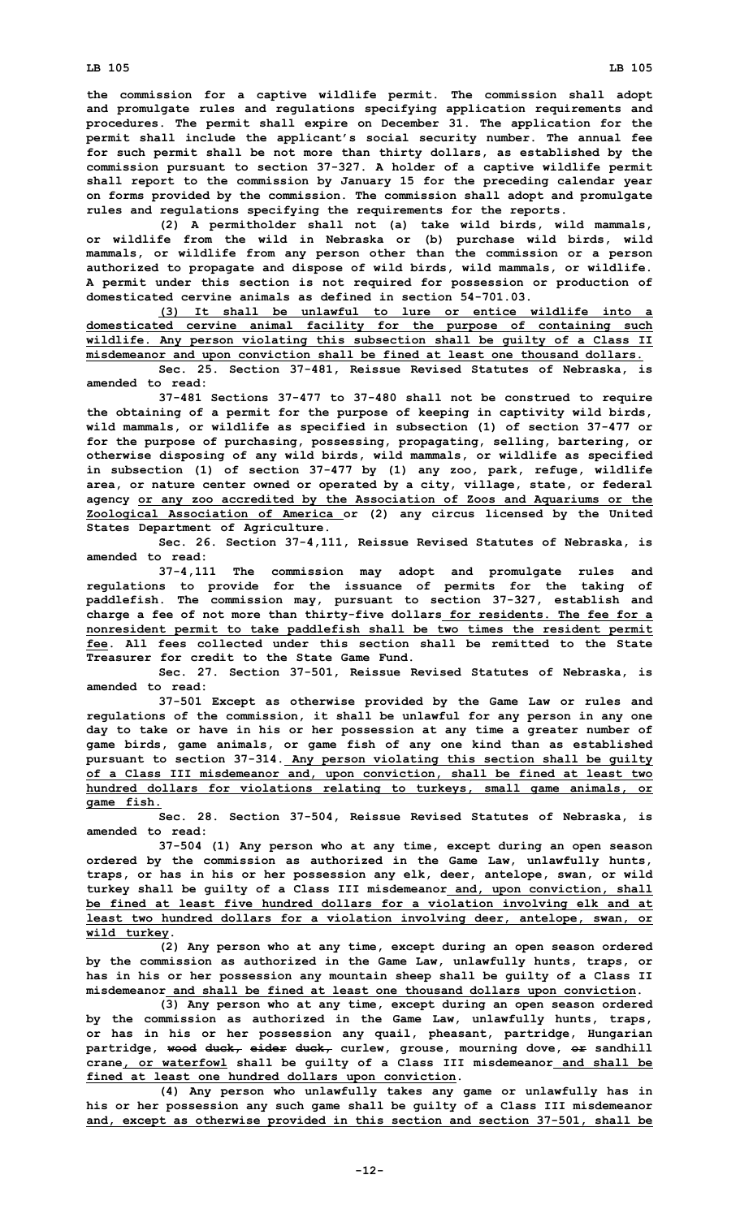the commission for a captive wildlife permit. The commission shall adopt and promulgate rules and regulations specifying application requirements and procedures. The permit shall expire on December 31. The application for the permit shall include the applicant's social security number. The annual fee for such permit shall be not more than thirty dollars, as established by the commission pursuant to section 37-327. A holder of a captive wildlife permit shall report to the commission by January 15 for the preceding calendar year on forms provided by the commission. The commission shall adopt and promulgate rules and regulations specifying the requirements for the reports.

(2) A permitholder shall not (a) take wild birds, wild mammals, or wildlife from the wild in Nebraska or (b) purchase wild birds, wild mammals, or wildlife from any person other than the commission or a person authorized to propagate and dispose of wild birds, wild mammals, or wildlife. A permit under this section is not required for possession or production of domesticated cervine animals as defined in section 54-701.03.

<u>(3) It shall be unlawful to lure or entice wildlife into a domesticated cervine animal facility for the purpose of containing such wildlife. Any person violating this subsection shall be guilty of a Class II misdemeanor and upon conviction shall be fined at least one thousand dollars.</u>

Sec. 25. Section 37-481, Reissue Revised Statutes of Nebraska, is amended to read:

37-481 Sections 37-477 to 37-480 shall not be construed to require the obtaining of a permit for the purpose of keeping in captivity wild birds, wild mammals, or wildlife as specified in subsection (1) of section 37-477 or for the purpose of purchasing, possessing, propagating, selling, bartering, or otherwise disposing of any wild birds, wild mammals, or wildlife as specified in subsection (1) of section 37-477 by (1) any zoo, park, refuge, wildlife area, or nature center owned or operated by a city, village, state, or federal agency <u>or any zoo accredited by the Association of Zoos and Aquariums or the Zoological Association of America</u> or (2) any circus licensed by the United States Department of Agriculture.

Sec. 26. Section 37-4,111, Reissue Revised Statutes of Nebraska, is amended to read:

37-4,111 The commission may adopt and promulgate rules and regulations to provide for the issuance of permits for the taking of paddlefish. The commission may, pursuant to section 37-327, establish and charge a fee of not more than thirty-five dollars <u>for residents. The fee for a nonresident permit to take paddlefish shall be two times the resident permit fee</u>. All fees collected under this section shall be remitted to the State Treasurer for credit to the State Game Fund.

Sec. 27. Section 37-501, Reissue Revised Statutes of Nebraska, is amended to read:

37-501 Except as otherwise provided by the Game Law or rules and regulations of the commission, it shall be unlawful for any person in any one day to take or have in his or her possession at any time a greater number of game birds, game animals, or game fish of any one kind than as established pursuant to section 37-314. <u>Any person violating this section shall be guilty of a Class III misdemeanor and, upon conviction, shall be fined at least two hundred dollars for violations relating to turkeys, small game animals, or game fish.</u>

Sec. 28. Section 37-504, Reissue Revised Statutes of Nebraska, is amended to read:

37-504 (1) Any person who at any time, except during an open season ordered by the commission as authorized in the Game Law, unlawfully hunts, traps, or has in his or her possession any elk, deer, antelope, swan, or wild turkey shall be guilty of a Class III misdemeanor <u>and, upon conviction, shall be fined at least five hundred dollars for a violation involving elk and at least two hundred dollars for a violation involving deer, antelope, swan, or wild turkey</u>.

(2) Any person who at any time, except during an open season ordered by the commission as authorized in the Game Law, unlawfully hunts, traps, or has in his or her possession any mountain sheep shall be guilty of a Class II misdemeanor <u>and shall be fined at least one thousand dollars upon conviction</u>.

(3) Any person who at any time, except during an open season ordered by the commission as authorized in the Game Law, unlawfully hunts, traps, or has in his or her possession any quail, pheasant, partridge, Hungarian partridge, ~~wood duck, eider duck,~~ curlew, grouse, mourning dove, ~~or~~ sandhill crane<u>, or waterfowl</u> shall be guilty of a Class III misdemeanor <u>and shall be fined at least one hundred dollars upon conviction</u>.

(4) Any person who unlawfully takes any game or unlawfully has in his or her possession any such game shall be guilty of a Class III misdemeanor <u>and, except as otherwise provided in this section and section 37-501, shall be</u>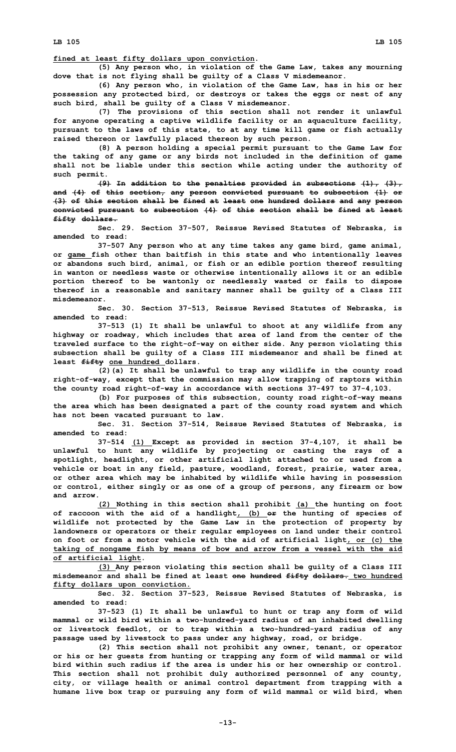**fined at least fifty dollars upon conviction.**

**(5) Any person who, in violation of the Game Law, takes any mourning dove that is not flying shall be guilty of a Class V misdemeanor.**

**(6) Any person who, in violation of the Game Law, has in his or her possession any protected bird, or destroys or takes the eggs or nest of any such bird, shall be guilty of a Class V misdemeanor.**

**(7) The provisions of this section shall not render it unlawful for anyone operating a captive wildlife facility or an aquaculture facility, pursuant to the laws of this state, to at any time kill game or fish actually raised thereon or lawfully placed thereon by such person.**

**(8) A person holding a special permit pursuant to the Game Law for the taking of any game or any birds not included in the definition of game shall not be liable under this section while acting under the authority of such permit.**

**~~(9) In addition to the penalties provided in subsections (1), (3), and (4) of this section, any person convicted pursuant to subsection (1) or (3) of this section shall be fined at least one hundred dollars and any person convicted pursuant to subsection (4) of this section shall be fined at least fifty dollars.~~**

**Sec. 29. Section 37-507, Reissue Revised Statutes of Nebraska, is amended to read:**

**37-507 Any person who at any time takes any game bird, game animal, or game fish other than baitfish in this state and who intentionally leaves or abandons such bird, animal, or fish or an edible portion thereof resulting in wanton or needless waste or otherwise intentionally allows it or an edible portion thereof to be wantonly or needlessly wasted or fails to dispose thereof in a reasonable and sanitary manner shall be guilty of a Class III misdemeanor.**

**Sec. 30. Section 37-513, Reissue Revised Statutes of Nebraska, is amended to read:**

**37-513 (1) It shall be unlawful to shoot at any wildlife from any highway or roadway, which includes that area of land from the center of the traveled surface to the right-of-way on either side. Any person violating this subsection shall be guilty of a Class III misdemeanor and shall be fined at least ~~fifty~~ one hundred dollars.**

**(2)(a) It shall be unlawful to trap any wildlife in the county road right-of-way, except that the commission may allow trapping of raptors within the county road right-of-way in accordance with sections 37-497 to 37-4,103.**

**(b) For purposes of this subsection, county road right-of-way means the area which has been designated a part of the county road system and which has not been vacated pursuant to law.**

**Sec. 31. Section 37-514, Reissue Revised Statutes of Nebraska, is amended to read:**

**37-514 (1) Except as provided in section 37-4,107, it shall be unlawful to hunt any wildlife by projecting or casting the rays of a spotlight, headlight, or other artificial light attached to or used from a vehicle or boat in any field, pasture, woodland, forest, prairie, water area, or other area which may be inhabited by wildlife while having in possession or control, either singly or as one of a group of persons, any firearm or bow and arrow.**

**(2) Nothing in this section shall prohibit (a) the hunting on foot of raccoon with the aid of a handlight, (b) ~~or~~ the hunting of species of wildlife not protected by the Game Law in the protection of property by landowners or operators or their regular employees on land under their control on foot or from a motor vehicle with the aid of artificial light, or (c) the taking of nongame fish by means of bow and arrow from a vessel with the aid of artificial light.**

**(3) Any person violating this section shall be guilty of a Class III misdemeanor and shall be fined at least ~~one hundred fifty dollars.~~ two hundred fifty dollars upon conviction.**

**Sec. 32. Section 37-523, Reissue Revised Statutes of Nebraska, is amended to read:**

**37-523 (1) It shall be unlawful to hunt or trap any form of wild mammal or wild bird within a two-hundred-yard radius of an inhabited dwelling or livestock feedlot, or to trap within a two-hundred-yard radius of any passage used by livestock to pass under any highway, road, or bridge.**

**(2) This section shall not prohibit any owner, tenant, or operator or his or her guests from hunting or trapping any form of wild mammal or wild bird within such radius if the area is under his or her ownership or control. This section shall not prohibit duly authorized personnel of any county, city, or village health or animal control department from trapping with a humane live box trap or pursuing any form of wild mammal or wild bird, when**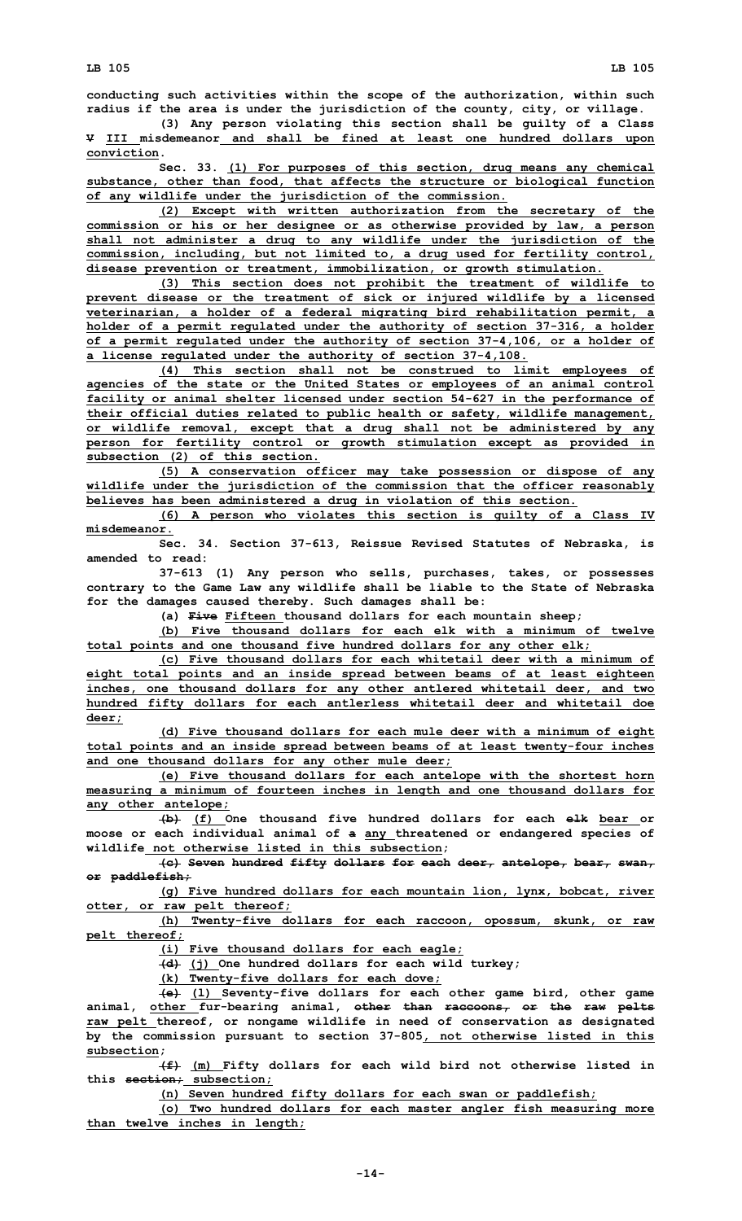conducting such activities within the scope of the authorization, within such radius if the area is under the jurisdiction of the county, city, or village.

(3) Any person violating this section shall be guilty of a Class ~~V~~ III misdemeanor and shall be fined at least one hundred dollars upon conviction.

Sec. 33. (1) For purposes of this section, drug means any chemical substance, other than food, that affects the structure or biological function of any wildlife under the jurisdiction of the commission.

(2) Except with written authorization from the secretary of the commission or his or her designee or as otherwise provided by law, a person shall not administer a drug to any wildlife under the jurisdiction of the commission, including, but not limited to, a drug used for fertility control, disease prevention or treatment, immobilization, or growth stimulation.

(3) This section does not prohibit the treatment of wildlife to prevent disease or the treatment of sick or injured wildlife by a licensed veterinarian, a holder of a federal migrating bird rehabilitation permit, a holder of a permit regulated under the authority of section 37-316, a holder of a permit regulated under the authority of section 37-4,106, or a holder of a license regulated under the authority of section 37-4,108.

(4) This section shall not be construed to limit employees of agencies of the state or the United States or employees of an animal control facility or animal shelter licensed under section 54-627 in the performance of their official duties related to public health or safety, wildlife management, or wildlife removal, except that a drug shall not be administered by any person for fertility control or growth stimulation except as provided in subsection (2) of this section.

(5) A conservation officer may take possession or dispose of any wildlife under the jurisdiction of the commission that the officer reasonably believes has been administered a drug in violation of this section.

(6) A person who violates this section is guilty of a Class IV misdemeanor.

Sec. 34. Section 37-613, Reissue Revised Statutes of Nebraska, is amended to read:

37-613 (1) Any person who sells, purchases, takes, or possesses contrary to the Game Law any wildlife shall be liable to the State of Nebraska for the damages caused thereby. Such damages shall be:

(a) ~~Five~~ Fifteen thousand dollars for each mountain sheep;

(b) Five thousand dollars for each elk with a minimum of twelve total points and one thousand five hundred dollars for any other elk;

(c) Five thousand dollars for each whitetail deer with a minimum of eight total points and an inside spread between beams of at least eighteen inches, one thousand dollars for any other antlered whitetail deer, and two hundred fifty dollars for each antlerless whitetail deer and whitetail doe deer;

(d) Five thousand dollars for each mule deer with a minimum of eight total points and an inside spread between beams of at least twenty-four inches and one thousand dollars for any other mule deer;

(e) Five thousand dollars for each antelope with the shortest horn measuring a minimum of fourteen inches in length and one thousand dollars for any other antelope;

~~(b)~~ (f) One thousand five hundred dollars for each ~~elk~~ bear or moose or each individual animal of ~~a~~ any threatened or endangered species of wildlife not otherwise listed in this subsection;

~~(c) Seven hundred fifty dollars for each deer, antelope, bear, swan, or paddlefish;~~

(g) Five hundred dollars for each mountain lion, lynx, bobcat, river otter, or raw pelt thereof;

(h) Twenty-five dollars for each raccoon, opossum, skunk, or raw pelt thereof;

(i) Five thousand dollars for each eagle;

~~(d)~~ (j) One hundred dollars for each wild turkey;

(k) Twenty-five dollars for each dove;

~~(e)~~ (l) Seventy-five dollars for each other game bird, other game animal, other fur-bearing animal, ~~other than raccoons, or the raw pelts~~ raw pelt thereof, or nongame wildlife in need of conservation as designated by the commission pursuant to section 37-805, not otherwise listed in this subsection;

~~(f)~~ (m) Fifty dollars for each wild bird not otherwise listed in this ~~section;~~ subsection;

(n) Seven hundred fifty dollars for each swan or paddlefish;

(o) Two hundred dollars for each master angler fish measuring more than twelve inches in length;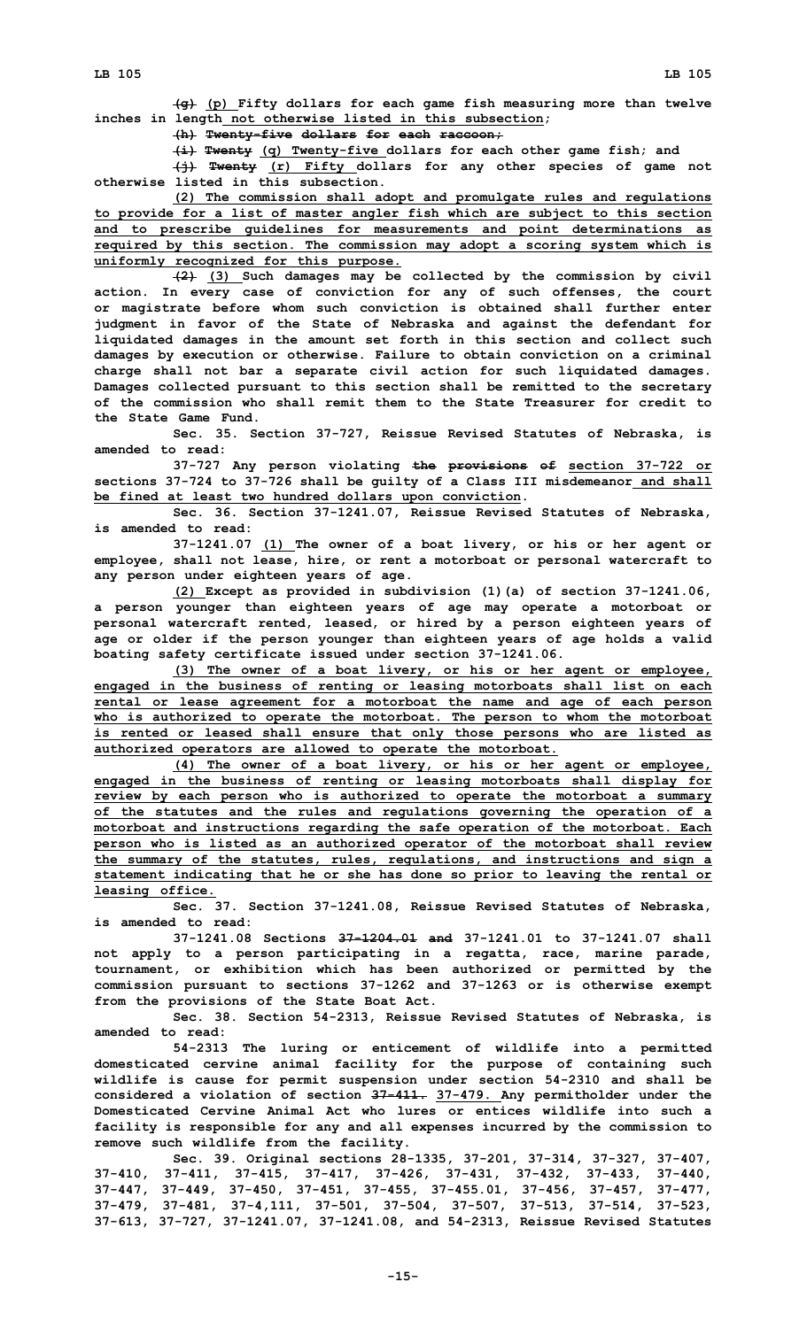~~(g)~~ (p) Fifty dollars for each game fish measuring more than twelve inches in length not otherwise listed in this subsection;

~~(h) Twenty-five dollars for each raccoon;~~

~~(i) Twenty~~ (q) Twenty-five dollars for each other game fish; and

~~(j) Twenty~~ (r) Fifty dollars for any other species of game not otherwise listed in this subsection.

(2) The commission shall adopt and promulgate rules and regulations to provide for a list of master angler fish which are subject to this section and to prescribe guidelines for measurements and point determinations as required by this section. The commission may adopt a scoring system which is uniformly recognized for this purpose.

~~(2)~~ (3) Such damages may be collected by the commission by civil action. In every case of conviction for any of such offenses, the court or magistrate before whom such conviction is obtained shall further enter judgment in favor of the State of Nebraska and against the defendant for liquidated damages in the amount set forth in this section and collect such damages by execution or otherwise. Failure to obtain conviction on a criminal charge shall not bar a separate civil action for such liquidated damages. Damages collected pursuant to this section shall be remitted to the secretary of the commission who shall remit them to the State Treasurer for credit to the State Game Fund.

Sec. 35. Section 37-727, Reissue Revised Statutes of Nebraska, is amended to read:

37-727 Any person violating ~~the provisions of~~ section 37-722 or sections 37-724 to 37-726 shall be guilty of a Class III misdemeanor and shall be fined at least two hundred dollars upon conviction.

Sec. 36. Section 37-1241.07, Reissue Revised Statutes of Nebraska, is amended to read:

37-1241.07 (1) The owner of a boat livery, or his or her agent or employee, shall not lease, hire, or rent a motorboat or personal watercraft to any person under eighteen years of age.

(2) Except as provided in subdivision (1)(a) of section 37-1241.06, a person younger than eighteen years of age may operate a motorboat or personal watercraft rented, leased, or hired by a person eighteen years of age or older if the person younger than eighteen years of age holds a valid boating safety certificate issued under section 37-1241.06.

(3) The owner of a boat livery, or his or her agent or employee, engaged in the business of renting or leasing motorboats shall list on each rental or lease agreement for a motorboat the name and age of each person who is authorized to operate the motorboat. The person to whom the motorboat is rented or leased shall ensure that only those persons who are listed as authorized operators are allowed to operate the motorboat.

(4) The owner of a boat livery, or his or her agent or employee, engaged in the business of renting or leasing motorboats shall display for review by each person who is authorized to operate the motorboat a summary of the statutes and the rules and regulations governing the operation of a motorboat and instructions regarding the safe operation of the motorboat. Each person who is listed as an authorized operator of the motorboat shall review the summary of the statutes, rules, regulations, and instructions and sign a statement indicating that he or she has done so prior to leaving the rental or leasing office.

Sec. 37. Section 37-1241.08, Reissue Revised Statutes of Nebraska, is amended to read:

37-1241.08 Sections ~~37-1204.01 and~~ 37-1241.01 to 37-1241.07 shall not apply to a person participating in a regatta, race, marine parade, tournament, or exhibition which has been authorized or permitted by the commission pursuant to sections 37-1262 and 37-1263 or is otherwise exempt from the provisions of the State Boat Act.

Sec. 38. Section 54-2313, Reissue Revised Statutes of Nebraska, is amended to read:

54-2313 The luring or enticement of wildlife into a permitted domesticated cervine animal facility for the purpose of containing such wildlife is cause for permit suspension under section 54-2310 and shall be considered a violation of section ~~37-411.~~ 37-479. Any permitholder under the Domesticated Cervine Animal Act who lures or entices wildlife into such a facility is responsible for any and all expenses incurred by the commission to remove such wildlife from the facility.

Sec. 39. Original sections 28-1335, 37-201, 37-314, 37-327, 37-407, 37-410, 37-411, 37-415, 37-417, 37-426, 37-431, 37-432, 37-433, 37-440, 37-447, 37-449, 37-450, 37-451, 37-455, 37-455.01, 37-456, 37-457, 37-477, 37-479, 37-481, 37-4,111, 37-501, 37-504, 37-507, 37-513, 37-514, 37-523, 37-613, 37-727, 37-1241.07, 37-1241.08, and 54-2313, Reissue Revised Statutes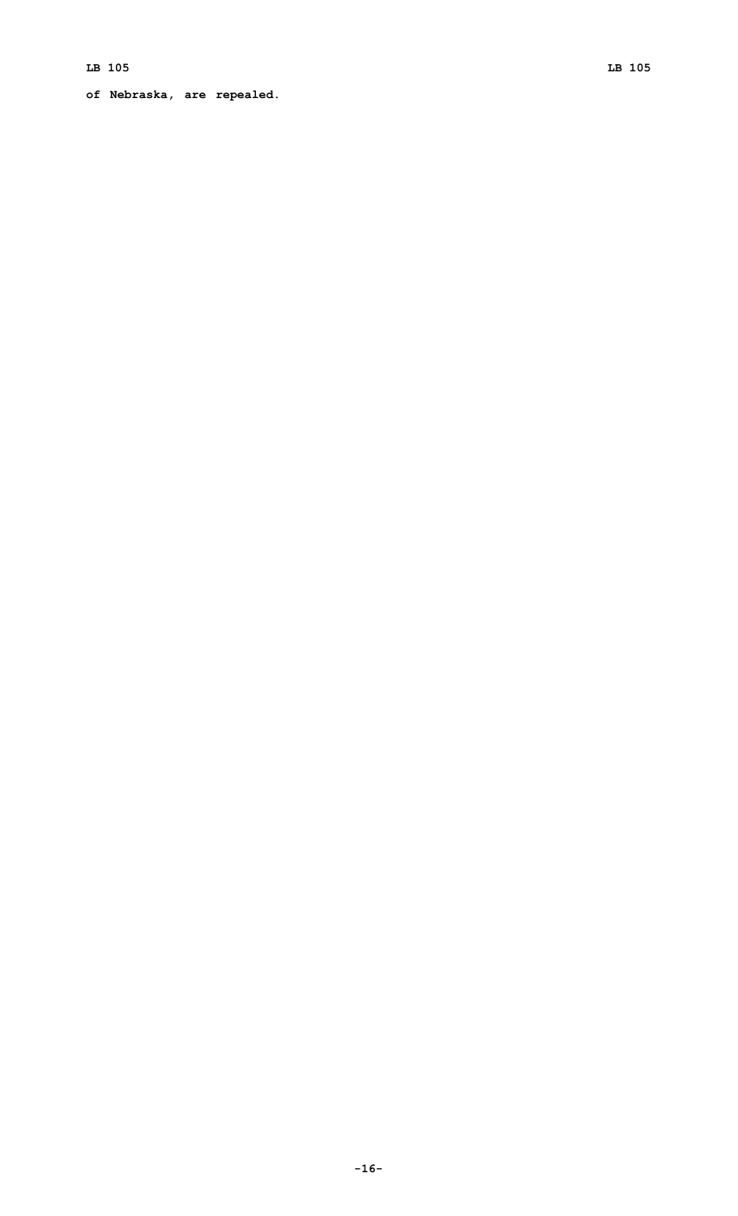of Nebraska, are repealed.